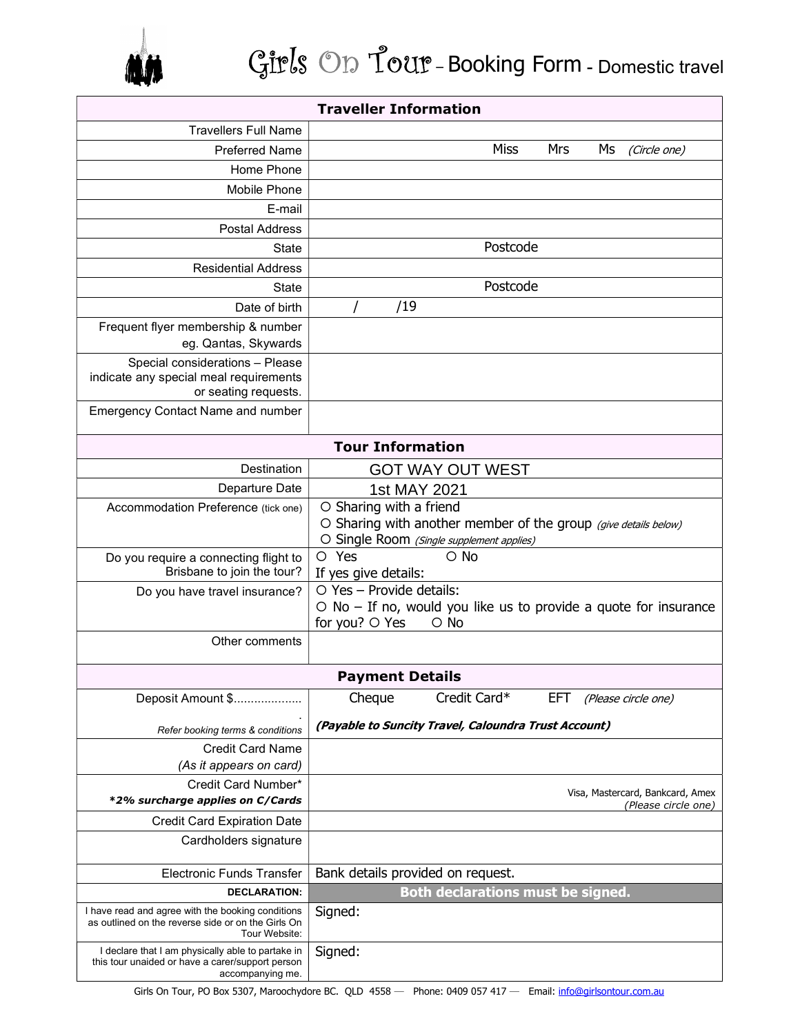# Girls On Tour – Booking Form - Domestic travel

| Traveller Information | |
|---|---|
| Travellers Full Name | |
| Preferred Name | Miss Mrs Ms *(Circle one)* |
| Home Phone | |
| Mobile Phone | |
| E-mail | |
| Postal Address | |
| State | Postcode |
| Residential Address | |
| State | Postcode |
| Date of birth | / /19 |
| Frequent flyer membership & number eg. Qantas, Skywards | |
| Special considerations – Please indicate any special meal requirements or seating requests. | |
| Emergency Contact Name and number | |

| Tour Information | |
|---|---|
| Destination | GOT WAY OUT WEST |
| Departure Date | 1st MAY 2021 |
| Accommodation Preference (tick one) | ○ Sharing with a friend<br>○ Sharing with another member of the group *(give details below)*<br>○ Single Room *(Single supplement applies)* |
| Do you require a connecting flight to Brisbane to join the tour? | ○ Yes ○ No<br>If yes give details: |
| Do you have travel insurance? | ○ Yes – Provide details:<br>○ No – If no, would you like us to provide a quote for insurance for you? ○ Yes ○ No |
| Other comments | |

| Payment Details | |
|---|---|
| Deposit Amount $....................<br>*Refer booking terms & conditions* | Cheque Credit Card* EFT *(Please circle one)*<br>***(Payable to Suncity Travel, Caloundra Trust Account)*** |
| Credit Card Name<br>(As it appears on card) | |
| Credit Card Number*<br>***2% surcharge applies on C/Cards** | Visa, Mastercard, Bankcard, Amex *(Please circle one)* |
| Credit Card Expiration Date | |
| Cardholders signature | |
| Electronic Funds Transfer | Bank details provided on request. |
| **DECLARATION:** | **Both declarations must be signed.** |
| I have read and agree with the booking conditions as outlined on the reverse side or on the Girls On Tour Website: | Signed: |
| I declare that I am physically able to partake in this tour unaided or have a carer/support person accompanying me. | Signed: |

Girls On Tour, PO Box 5307, Maroochydore BC. QLD 4558 — Phone: 0409 057 417 — Email: info@girlsontour.com.au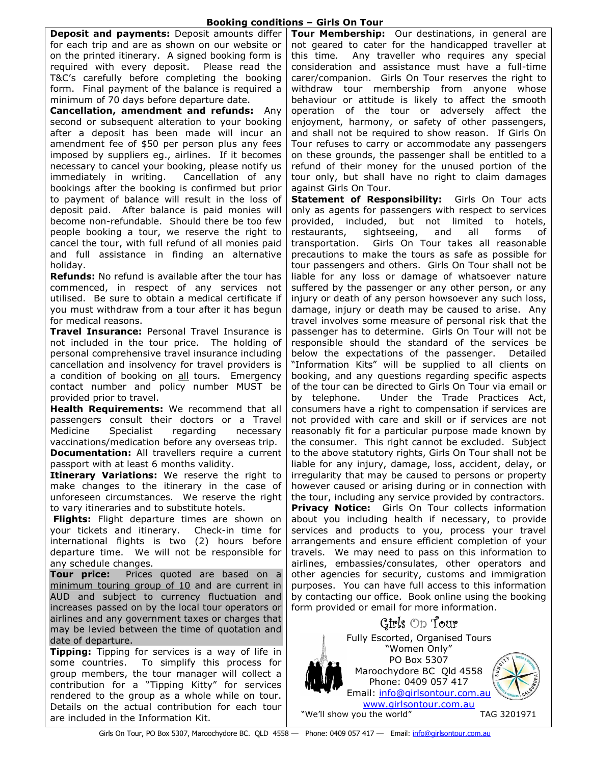# Booking conditions – Girls On Tour

**Deposit and payments:** Deposit amounts differ for each trip and are as shown on our website or on the printed itinerary. A signed booking form is required with every deposit. Please read the T&C's carefully before completing the booking form. Final payment of the balance is required a minimum of 70 days before departure date.

**Cancellation, amendment and refunds:** Any second or subsequent alteration to your booking after a deposit has been made will incur an amendment fee of $50 per person plus any fees imposed by suppliers eg., airlines. If it becomes necessary to cancel your booking, please notify us immediately in writing. Cancellation of any bookings after the booking is confirmed but prior to payment of balance will result in the loss of deposit paid. After balance is paid monies will become non-refundable. Should there be too few people booking a tour, we reserve the right to cancel the tour, with full refund of all monies paid and full assistance in finding an alternative holiday.

**Refunds:** No refund is available after the tour has commenced, in respect of any services not utilised. Be sure to obtain a medical certificate if you must withdraw from a tour after it has begun for medical reasons.

**Travel Insurance:** Personal Travel Insurance is not included in the tour price. The holding of personal comprehensive travel insurance including cancellation and insolvency for travel providers is a condition of booking on all tours. Emergency contact number and policy number MUST be provided prior to travel.

**Health Requirements:** We recommend that all passengers consult their doctors or a Travel Medicine Specialist regarding necessary vaccinations/medication before any overseas trip.

**Documentation:** All travellers require a current passport with at least 6 months validity.

**Itinerary Variations:** We reserve the right to make changes to the itinerary in the case of unforeseen circumstances. We reserve the right to vary itineraries and to substitute hotels.

**Flights:** Flight departure times are shown on your tickets and itinerary. Check-in time for international flights is two (2) hours before departure time. We will not be responsible for any schedule changes.

**Tour price:** Prices quoted are based on a minimum touring group of 10 and are current in AUD and subject to currency fluctuation and increases passed on by the local tour operators or airlines and any government taxes or charges that may be levied between the time of quotation and date of departure.

**Tipping:** Tipping for services is a way of life in some countries. To simplify this process for group members, the tour manager will collect a contribution for a "Tipping Kitty" for services rendered to the group as a whole while on tour. Details on the actual contribution for each tour are included in the Information Kit.

**Tour Membership:** Our destinations, in general are not geared to cater for the handicapped traveller at this time. Any traveller who requires any special consideration and assistance must have a full-time carer/companion. Girls On Tour reserves the right to withdraw tour membership from anyone whose behaviour or attitude is likely to affect the smooth operation of the tour or adversely affect the enjoyment, harmony, or safety of other passengers, and shall not be required to show reason. If Girls On Tour refuses to carry or accommodate any passengers on these grounds, the passenger shall be entitled to a refund of their money for the unused portion of the tour only, but shall have no right to claim damages against Girls On Tour.

**Statement of Responsibility:** Girls On Tour acts only as agents for passengers with respect to services provided, included, but not limited to hotels, restaurants, sightseeing, and all forms of transportation. Girls On Tour takes all reasonable precautions to make the tours as safe as possible for tour passengers and others. Girls On Tour shall not be liable for any loss or damage of whatsoever nature suffered by the passenger or any other person, or any injury or death of any person howsoever any such loss, damage, injury or death may be caused to arise. Any travel involves some measure of personal risk that the passenger has to determine. Girls On Tour will not be responsible should the standard of the services be below the expectations of the passenger. Detailed "Information Kits" will be supplied to all clients on booking, and any questions regarding specific aspects of the tour can be directed to Girls On Tour via email or by telephone. Under the Trade Practices Act, consumers have a right to compensation if services are not provided with care and skill or if services are not reasonably fit for a particular purpose made known by the consumer. This right cannot be excluded. Subject to the above statutory rights, Girls On Tour shall not be liable for any injury, damage, loss, accident, delay, or irregularity that may be caused to persons or property however caused or arising during or in connection with the tour, including any service provided by contractors.

**Privacy Notice:** Girls On Tour collects information about you including health if necessary, to provide services and products to you, process your travel arrangements and ensure efficient completion of your travels. We may need to pass on this information to airlines, embassies/consulates, other operators and other agencies for security, customs and immigration purposes. You can have full access to this information by contacting our office. Book online using the booking form provided or email for more information.

Girls On Tour

Fully Escorted, Organised Tours
"Women Only"
PO Box 5307
Maroochydore BC Qld 4558
Phone: 0409 057 417
Email: info@girlsontour.com.au
www.girlsontour.com.au

"We'll show you the world" TAG 3201971